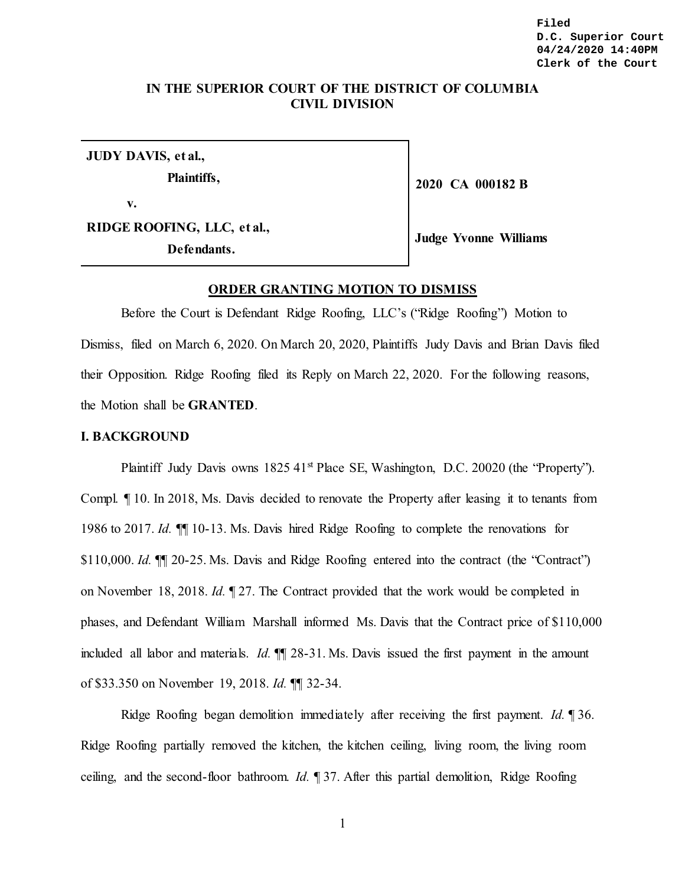Filed
D.C. Superior Court
04/24/2020 14:40PM
Clerk of the Court

**IN THE SUPERIOR COURT OF THE DISTRICT OF COLUMBIA**
**CIVIL DIVISION**

| | |
|---|---|
| **JUDY DAVIS, et al.,** <br> **Plaintiffs,** <br> **v.** <br> **RIDGE ROOFING, LLC, et al.,** <br> **Defendants.** | **2020 CA 000182 B** <br><br> **Judge Yvonne Williams** |

**ORDER GRANTING MOTION TO DISMISS**

Before the Court is Defendant Ridge Roofing, LLC's ("Ridge Roofing") Motion to Dismiss, filed on March 6, 2020. On March 20, 2020, Plaintiffs Judy Davis and Brian Davis filed their Opposition. Ridge Roofing filed its Reply on March 22, 2020. For the following reasons, the Motion shall be **GRANTED**.

**I. BACKGROUND**

Plaintiff Judy Davis owns 1825 41st Place SE, Washington, D.C. 20020 (the "Property"). Compl. ¶ 10. In 2018, Ms. Davis decided to renovate the Property after leasing it to tenants from 1986 to 2017. *Id.* ¶¶ 10-13. Ms. Davis hired Ridge Roofing to complete the renovations for $110,000. *Id.* ¶¶ 20-25. Ms. Davis and Ridge Roofing entered into the contract (the "Contract") on November 18, 2018. *Id.* ¶ 27. The Contract provided that the work would be completed in phases, and Defendant William Marshall informed Ms. Davis that the Contract price of $110,000 included all labor and materials. *Id.* ¶¶ 28-31. Ms. Davis issued the first payment in the amount of $33.350 on November 19, 2018. *Id.* ¶¶ 32-34.

Ridge Roofing began demolition immediately after receiving the first payment. *Id.* ¶ 36. Ridge Roofing partially removed the kitchen, the kitchen ceiling, living room, the living room ceiling, and the second-floor bathroom. *Id.* ¶ 37. After this partial demolition, Ridge Roofing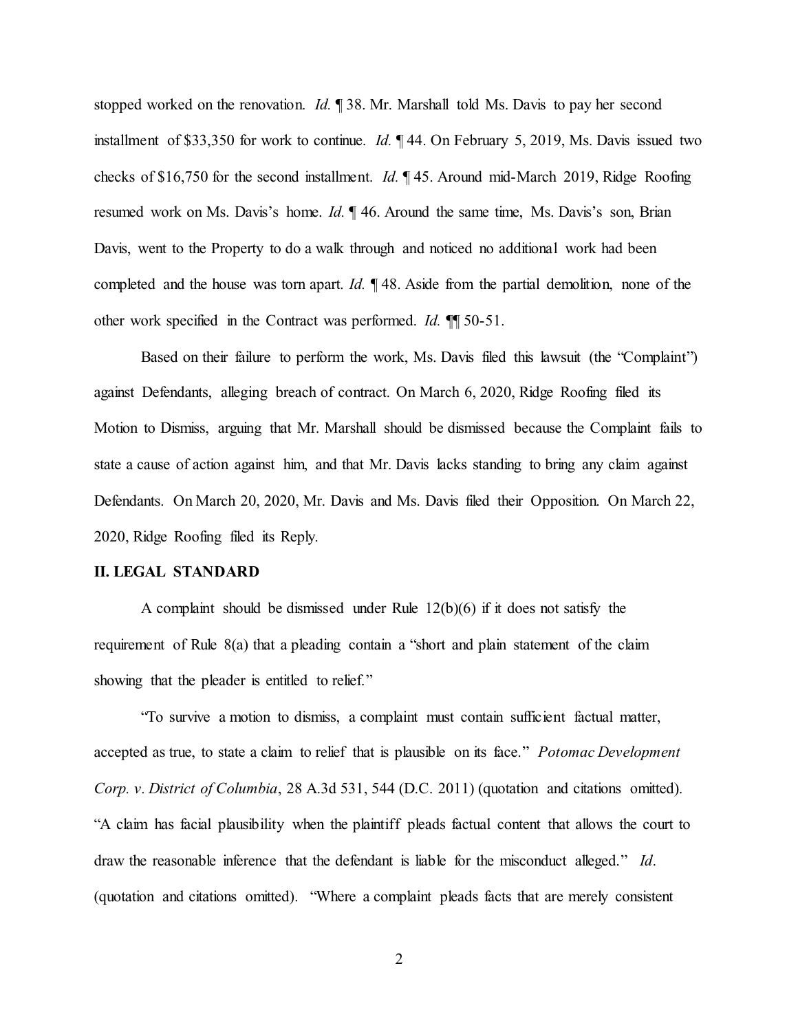stopped worked on the renovation. *Id.* ¶ 38. Mr. Marshall told Ms. Davis to pay her second installment of $33,350 for work to continue. *Id.* ¶ 44. On February 5, 2019, Ms. Davis issued two checks of $16,750 for the second installment. *Id.* ¶ 45. Around mid-March 2019, Ridge Roofing resumed work on Ms. Davis's home. *Id.* ¶ 46. Around the same time, Ms. Davis's son, Brian Davis, went to the Property to do a walk through and noticed no additional work had been completed and the house was torn apart. *Id.* ¶ 48. Aside from the partial demolition, none of the other work specified in the Contract was performed. *Id.* ¶¶ 50-51.

Based on their failure to perform the work, Ms. Davis filed this lawsuit (the "Complaint") against Defendants, alleging breach of contract. On March 6, 2020, Ridge Roofing filed its Motion to Dismiss, arguing that Mr. Marshall should be dismissed because the Complaint fails to state a cause of action against him, and that Mr. Davis lacks standing to bring any claim against Defendants. On March 20, 2020, Mr. Davis and Ms. Davis filed their Opposition. On March 22, 2020, Ridge Roofing filed its Reply.

## II. LEGAL STANDARD

A complaint should be dismissed under Rule 12(b)(6) if it does not satisfy the requirement of Rule 8(a) that a pleading contain a "short and plain statement of the claim showing that the pleader is entitled to relief."

"To survive a motion to dismiss, a complaint must contain sufficient factual matter, accepted as true, to state a claim to relief that is plausible on its face." *Potomac Development Corp. v. District of Columbia*, 28 A.3d 531, 544 (D.C. 2011) (quotation and citations omitted). "A claim has facial plausibility when the plaintiff pleads factual content that allows the court to draw the reasonable inference that the defendant is liable for the misconduct alleged." *Id.* (quotation and citations omitted). "Where a complaint pleads facts that are merely consistent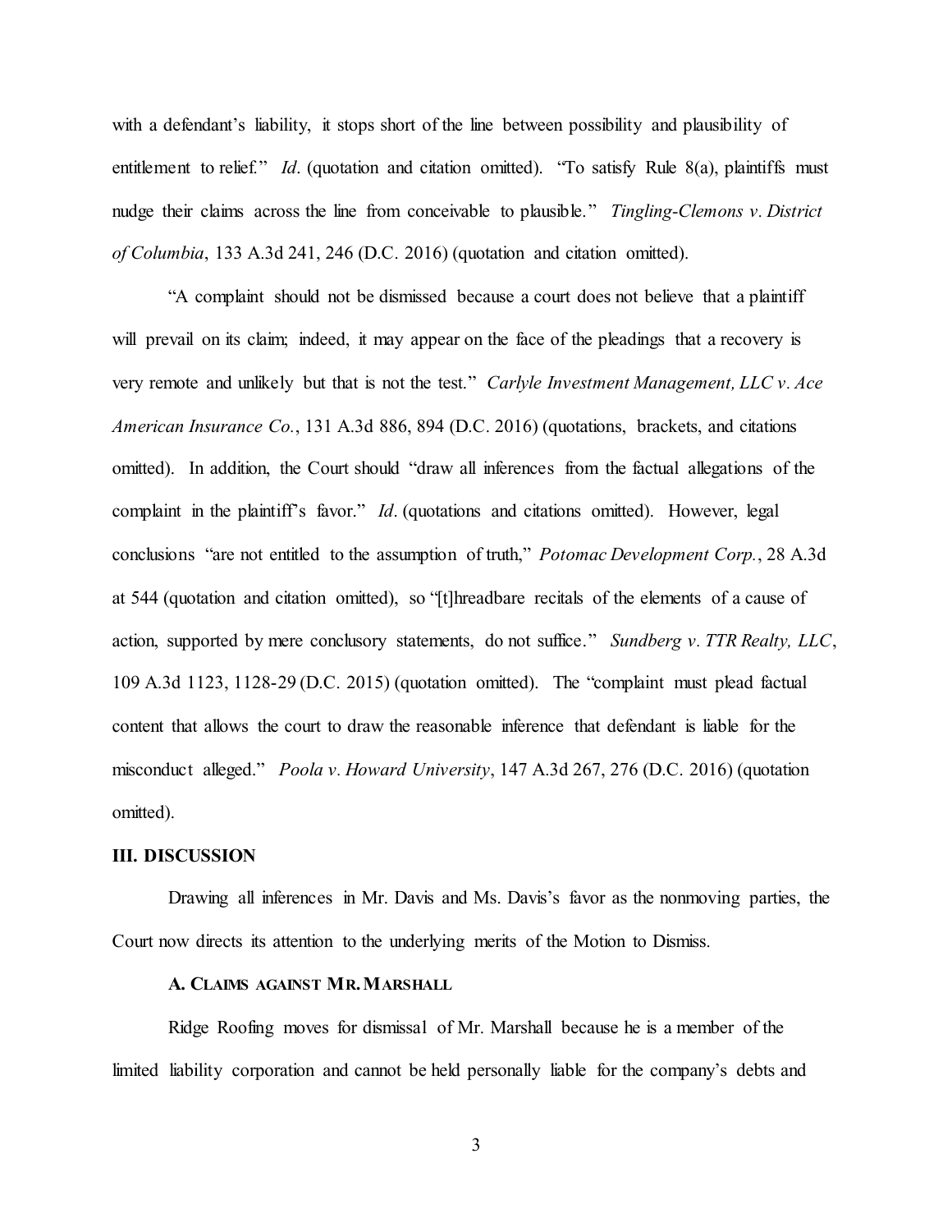with a defendant's liability, it stops short of the line between possibility and plausibility of entitlement to relief." *Id*. (quotation and citation omitted). "To satisfy Rule 8(a), plaintiffs must nudge their claims across the line from conceivable to plausible." *Tingling-Clemons v. District of Columbia*, 133 A.3d 241, 246 (D.C. 2016) (quotation and citation omitted).

"A complaint should not be dismissed because a court does not believe that a plaintiff will prevail on its claim; indeed, it may appear on the face of the pleadings that a recovery is very remote and unlikely but that is not the test." *Carlyle Investment Management, LLC v. Ace American Insurance Co.*, 131 A.3d 886, 894 (D.C. 2016) (quotations, brackets, and citations omitted). In addition, the Court should "draw all inferences from the factual allegations of the complaint in the plaintiff's favor." *Id*. (quotations and citations omitted). However, legal conclusions "are not entitled to the assumption of truth," *Potomac Development Corp.*, 28 A.3d at 544 (quotation and citation omitted), so "[t]hreadbare recitals of the elements of a cause of action, supported by mere conclusory statements, do not suffice." *Sundberg v. TTR Realty, LLC*, 109 A.3d 1123, 1128-29 (D.C. 2015) (quotation omitted). The "complaint must plead factual content that allows the court to draw the reasonable inference that defendant is liable for the misconduct alleged." *Poola v. Howard University*, 147 A.3d 267, 276 (D.C. 2016) (quotation omitted).

## III. DISCUSSION

Drawing all inferences in Mr. Davis and Ms. Davis's favor as the nonmoving parties, the Court now directs its attention to the underlying merits of the Motion to Dismiss.

### A. Claims against Mr. Marshall

Ridge Roofing moves for dismissal of Mr. Marshall because he is a member of the limited liability corporation and cannot be held personally liable for the company's debts and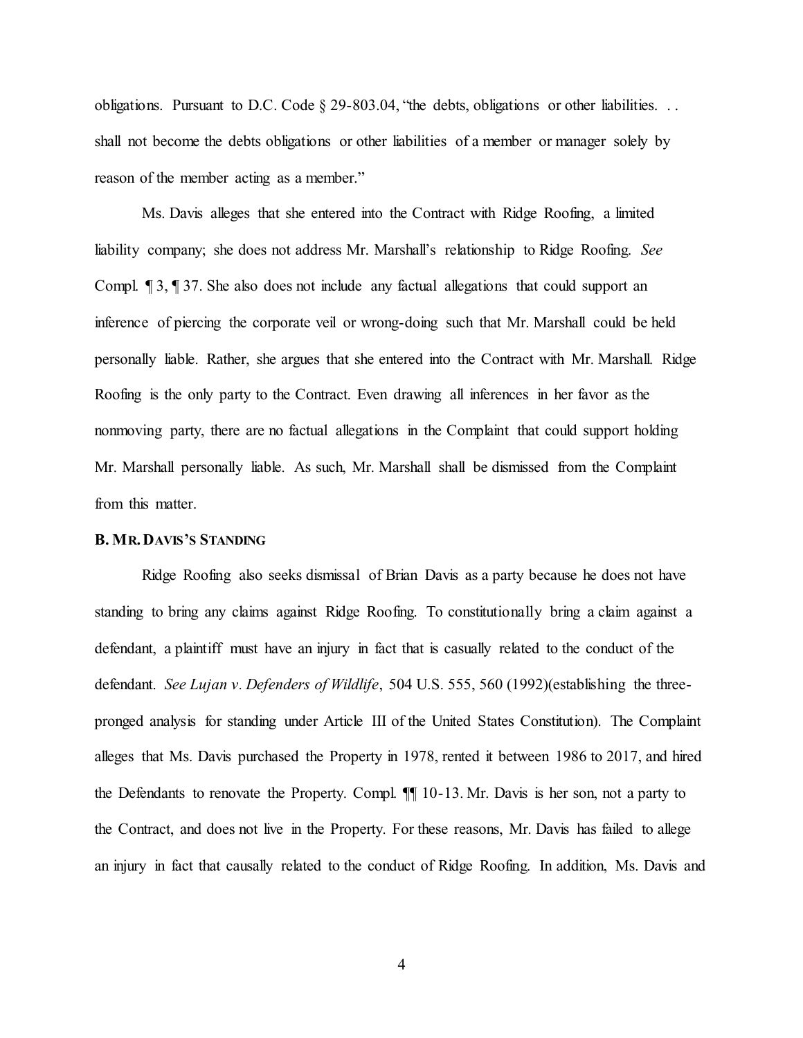obligations. Pursuant to D.C. Code § 29-803.04, "the debts, obligations or other liabilities. . . shall not become the debts obligations or other liabilities of a member or manager solely by reason of the member acting as a member."

Ms. Davis alleges that she entered into the Contract with Ridge Roofing, a limited liability company; she does not address Mr. Marshall's relationship to Ridge Roofing. *See* Compl. ¶ 3, ¶ 37. She also does not include any factual allegations that could support an inference of piercing the corporate veil or wrong-doing such that Mr. Marshall could be held personally liable. Rather, she argues that she entered into the Contract with Mr. Marshall. Ridge Roofing is the only party to the Contract. Even drawing all inferences in her favor as the nonmoving party, there are no factual allegations in the Complaint that could support holding Mr. Marshall personally liable. As such, Mr. Marshall shall be dismissed from the Complaint from this matter.

**B. MR. DAVIS'S STANDING**

Ridge Roofing also seeks dismissal of Brian Davis as a party because he does not have standing to bring any claims against Ridge Roofing. To constitutionally bring a claim against a defendant, a plaintiff must have an injury in fact that is casually related to the conduct of the defendant. *See Lujan v. Defenders of Wildlife*, 504 U.S. 555, 560 (1992)(establishing the three-pronged analysis for standing under Article III of the United States Constitution). The Complaint alleges that Ms. Davis purchased the Property in 1978, rented it between 1986 to 2017, and hired the Defendants to renovate the Property. Compl. ¶¶ 10-13. Mr. Davis is her son, not a party to the Contract, and does not live in the Property. For these reasons, Mr. Davis has failed to allege an injury in fact that causally related to the conduct of Ridge Roofing. In addition, Ms. Davis and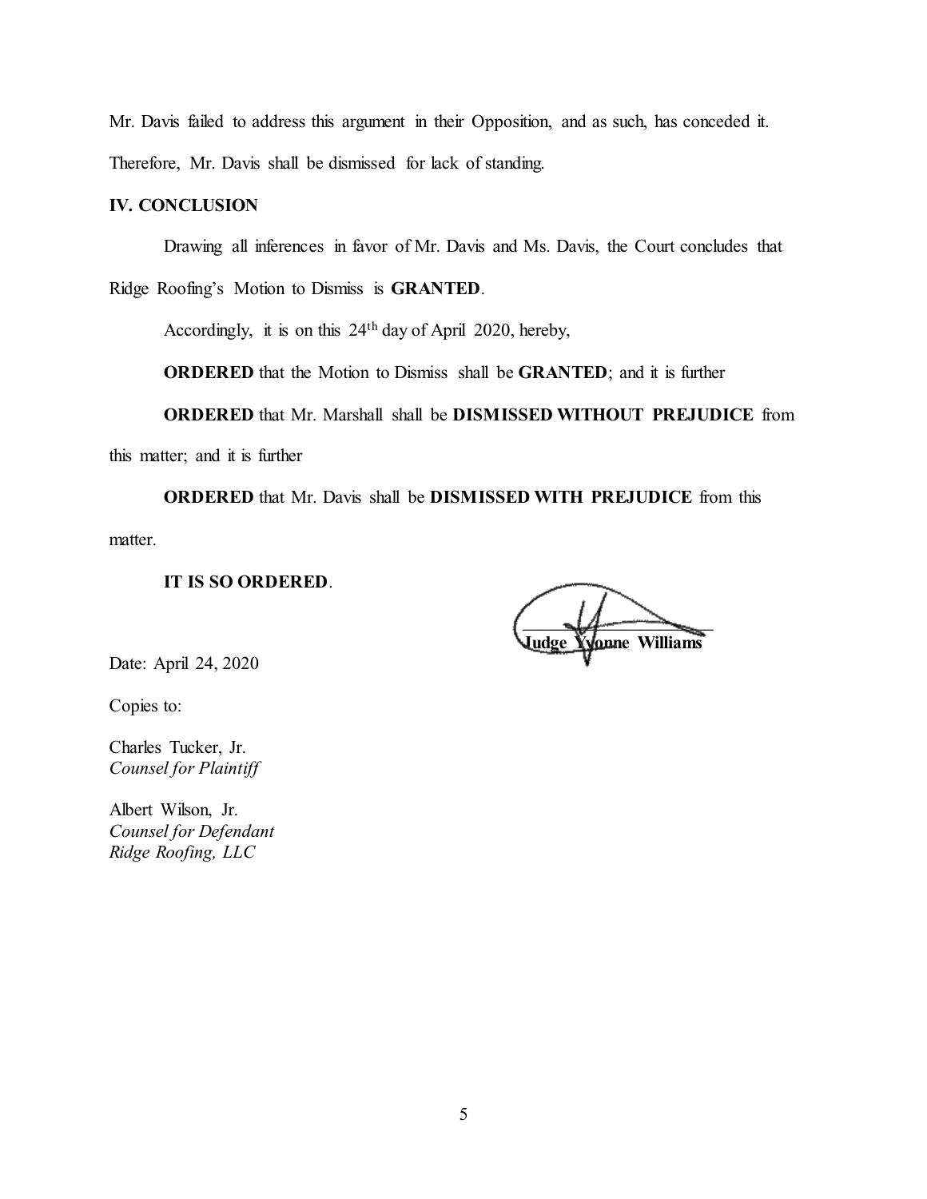Mr. Davis failed to address this argument in their Opposition, and as such, has conceded it. Therefore, Mr. Davis shall be dismissed for lack of standing.

**IV. CONCLUSION**

Drawing all inferences in favor of Mr. Davis and Ms. Davis, the Court concludes that Ridge Roofing's Motion to Dismiss is **GRANTED**.

Accordingly, it is on this 24th day of April 2020, hereby,

**ORDERED** that the Motion to Dismiss shall be **GRANTED**; and it is further

**ORDERED** that Mr. Marshall shall be **DISMISSED WITHOUT PREJUDICE** from this matter; and it is further

**ORDERED** that Mr. Davis shall be **DISMISSED WITH PREJUDICE** from this matter.

**IT IS SO ORDERED**.

**Judge Yvonne Williams**

Date: April 24, 2020

Copies to:

Charles Tucker, Jr.
*Counsel for Plaintiff*

Albert Wilson, Jr.
*Counsel for Defendant*
*Ridge Roofing, LLC*